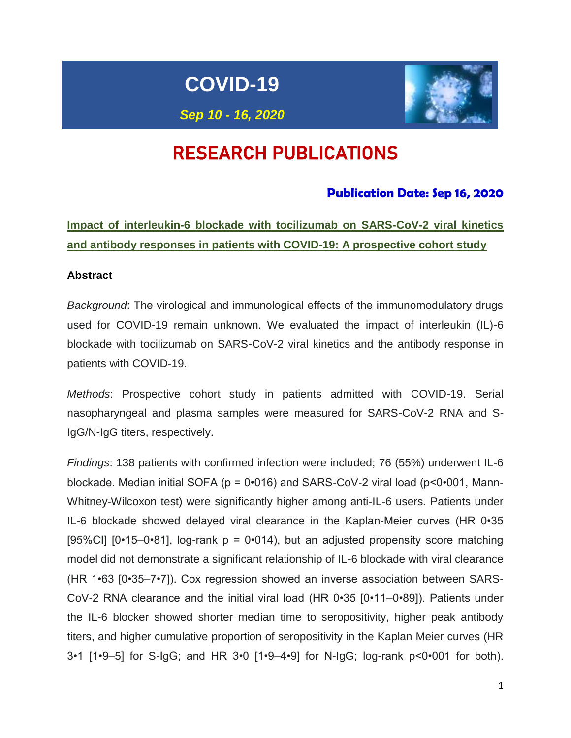# COVID-19

***Sep 10 - 16, 2020***

# RESEARCH PUBLICATIONS

**Publication Date: Sep 16, 2020**

## Impact of interleukin-6 blockade with tocilizumab on SARS-CoV-2 viral kinetics and antibody responses in patients with COVID-19: A prospective cohort study

### Abstract

*Background*: The virological and immunological effects of the immunomodulatory drugs used for COVID-19 remain unknown. We evaluated the impact of interleukin (IL)-6 blockade with tocilizumab on SARS-CoV-2 viral kinetics and the antibody response in patients with COVID-19.

*Methods*: Prospective cohort study in patients admitted with COVID-19. Serial nasopharyngeal and plasma samples were measured for SARS-CoV-2 RNA and S-IgG/N-IgG titers, respectively.

*Findings*: 138 patients with confirmed infection were included; 76 (55%) underwent IL-6 blockade. Median initial SOFA (p = 0•016) and SARS-CoV-2 viral load (p<0•001, Mann-Whitney-Wilcoxon test) were significantly higher among anti-IL-6 users. Patients under IL-6 blockade showed delayed viral clearance in the Kaplan-Meier curves (HR 0•35 [95%CI] [0•15–0•81], log-rank p = 0•014), but an adjusted propensity score matching model did not demonstrate a significant relationship of IL-6 blockade with viral clearance (HR 1•63 [0•35–7•7]). Cox regression showed an inverse association between SARS-CoV-2 RNA clearance and the initial viral load (HR 0•35 [0•11–0•89]). Patients under the IL-6 blocker showed shorter median time to seropositivity, higher peak antibody titers, and higher cumulative proportion of seropositivity in the Kaplan Meier curves (HR 3•1 [1•9–5] for S-IgG; and HR 3•0 [1•9–4•9] for N-IgG; log-rank p<0•001 for both).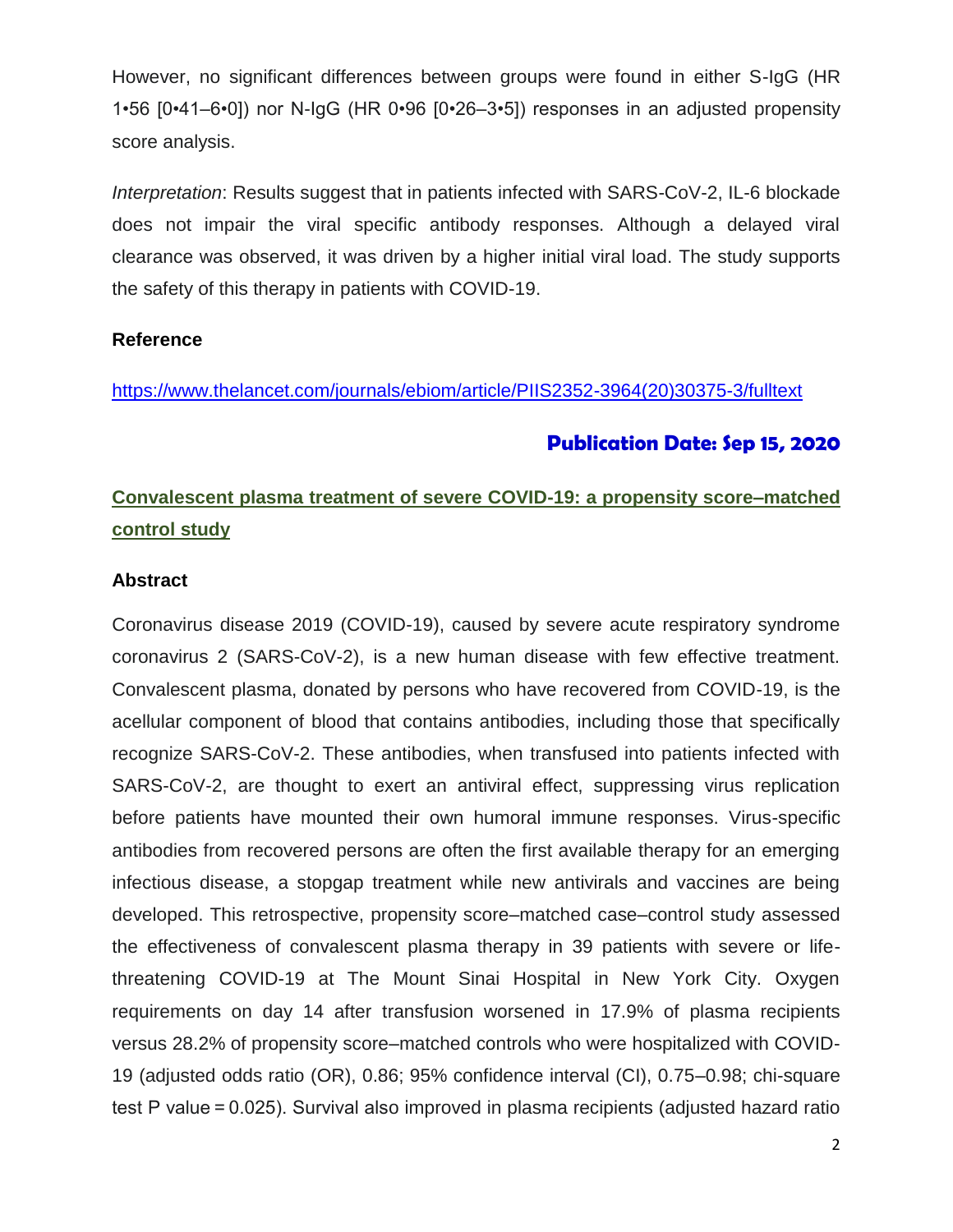However, no significant differences between groups were found in either S-IgG (HR 1•56 [0•41–6•0]) nor N-IgG (HR 0•96 [0•26–3•5]) responses in an adjusted propensity score analysis.

*Interpretation*: Results suggest that in patients infected with SARS-CoV-2, IL-6 blockade does not impair the viral specific antibody responses. Although a delayed viral clearance was observed, it was driven by a higher initial viral load. The study supports the safety of this therapy in patients with COVID-19.

**Reference**

https://www.thelancet.com/journals/ebiom/article/PIIS2352-3964(20)30375-3/fulltext

**Publication Date: Sep 15, 2020**

## Convalescent plasma treatment of severe COVID-19: a propensity score–matched control study

**Abstract**

Coronavirus disease 2019 (COVID-19), caused by severe acute respiratory syndrome coronavirus 2 (SARS-CoV-2), is a new human disease with few effective treatment. Convalescent plasma, donated by persons who have recovered from COVID-19, is the acellular component of blood that contains antibodies, including those that specifically recognize SARS-CoV-2. These antibodies, when transfused into patients infected with SARS-CoV-2, are thought to exert an antiviral effect, suppressing virus replication before patients have mounted their own humoral immune responses. Virus-specific antibodies from recovered persons are often the first available therapy for an emerging infectious disease, a stopgap treatment while new antivirals and vaccines are being developed. This retrospective, propensity score–matched case–control study assessed the effectiveness of convalescent plasma therapy in 39 patients with severe or life-threatening COVID-19 at The Mount Sinai Hospital in New York City. Oxygen requirements on day 14 after transfusion worsened in 17.9% of plasma recipients versus 28.2% of propensity score–matched controls who were hospitalized with COVID-19 (adjusted odds ratio (OR), 0.86; 95% confidence interval (CI), 0.75–0.98; chi-square test P value = 0.025). Survival also improved in plasma recipients (adjusted hazard ratio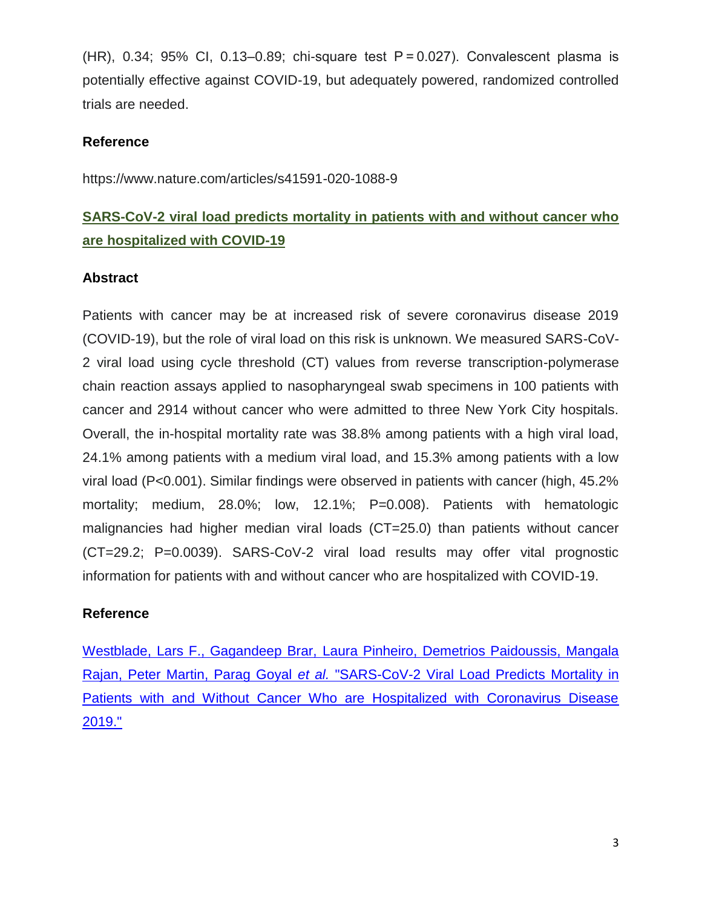(HR), 0.34; 95% CI, 0.13–0.89; chi-square test P = 0.027). Convalescent plasma is potentially effective against COVID-19, but adequately powered, randomized controlled trials are needed.

### Reference

https://www.nature.com/articles/s41591-020-1088-9

## SARS-CoV-2 viral load predicts mortality in patients with and without cancer who are hospitalized with COVID-19

### Abstract

Patients with cancer may be at increased risk of severe coronavirus disease 2019 (COVID-19), but the role of viral load on this risk is unknown. We measured SARS-CoV-2 viral load using cycle threshold (CT) values from reverse transcription-polymerase chain reaction assays applied to nasopharyngeal swab specimens in 100 patients with cancer and 2914 without cancer who were admitted to three New York City hospitals. Overall, the in-hospital mortality rate was 38.8% among patients with a high viral load, 24.1% among patients with a medium viral load, and 15.3% among patients with a low viral load (P<0.001). Similar findings were observed in patients with cancer (high, 45.2% mortality; medium, 28.0%; low, 12.1%; P=0.008). Patients with hematologic malignancies had higher median viral loads (CT=25.0) than patients without cancer (CT=29.2; P=0.0039). SARS-CoV-2 viral load results may offer vital prognostic information for patients with and without cancer who are hospitalized with COVID-19.

### Reference

Westblade, Lars F., Gagandeep Brar, Laura Pinheiro, Demetrios Paidoussis, Mangala Rajan, Peter Martin, Parag Goyal *et al.* "SARS-CoV-2 Viral Load Predicts Mortality in Patients with and Without Cancer Who are Hospitalized with Coronavirus Disease 2019."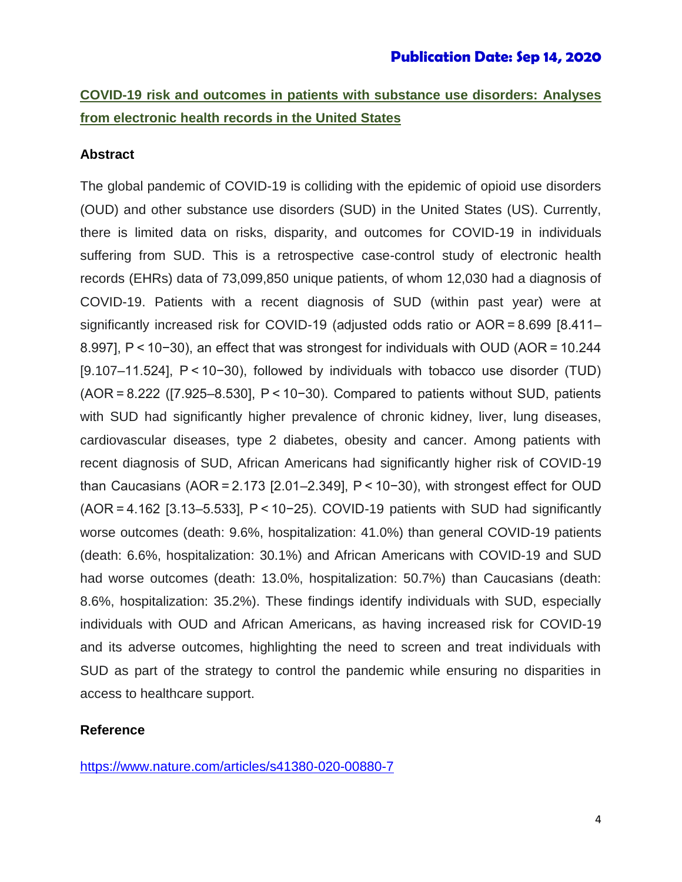**Publication Date: Sep 14, 2020**

## COVID-19 risk and outcomes in patients with substance use disorders: Analyses from electronic health records in the United States

### Abstract

The global pandemic of COVID-19 is colliding with the epidemic of opioid use disorders (OUD) and other substance use disorders (SUD) in the United States (US). Currently, there is limited data on risks, disparity, and outcomes for COVID-19 in individuals suffering from SUD. This is a retrospective case-control study of electronic health records (EHRs) data of 73,099,850 unique patients, of whom 12,030 had a diagnosis of COVID-19. Patients with a recent diagnosis of SUD (within past year) were at significantly increased risk for COVID-19 (adjusted odds ratio or AOR = 8.699 [8.411–8.997], $P < 10^{-30}$), an effect that was strongest for individuals with OUD (AOR = 10.244 [9.107–11.524], $P < 10^{-30}$), followed by individuals with tobacco use disorder (TUD) (AOR = 8.222 ([7.925–8.530], $P < 10^{-30}$). Compared to patients without SUD, patients with SUD had significantly higher prevalence of chronic kidney, liver, lung diseases, cardiovascular diseases, type 2 diabetes, obesity and cancer. Among patients with recent diagnosis of SUD, African Americans had significantly higher risk of COVID-19 than Caucasians (AOR = 2.173 [2.01–2.349], $P < 10^{-30}$), with strongest effect for OUD (AOR = 4.162 [3.13–5.533], $P < 10^{-25}$). COVID-19 patients with SUD had significantly worse outcomes (death: 9.6%, hospitalization: 41.0%) than general COVID-19 patients (death: 6.6%, hospitalization: 30.1%) and African Americans with COVID-19 and SUD had worse outcomes (death: 13.0%, hospitalization: 50.7%) than Caucasians (death: 8.6%, hospitalization: 35.2%). These findings identify individuals with SUD, especially individuals with OUD and African Americans, as having increased risk for COVID-19 and its adverse outcomes, highlighting the need to screen and treat individuals with SUD as part of the strategy to control the pandemic while ensuring no disparities in access to healthcare support.

### Reference

https://www.nature.com/articles/s41380-020-00880-7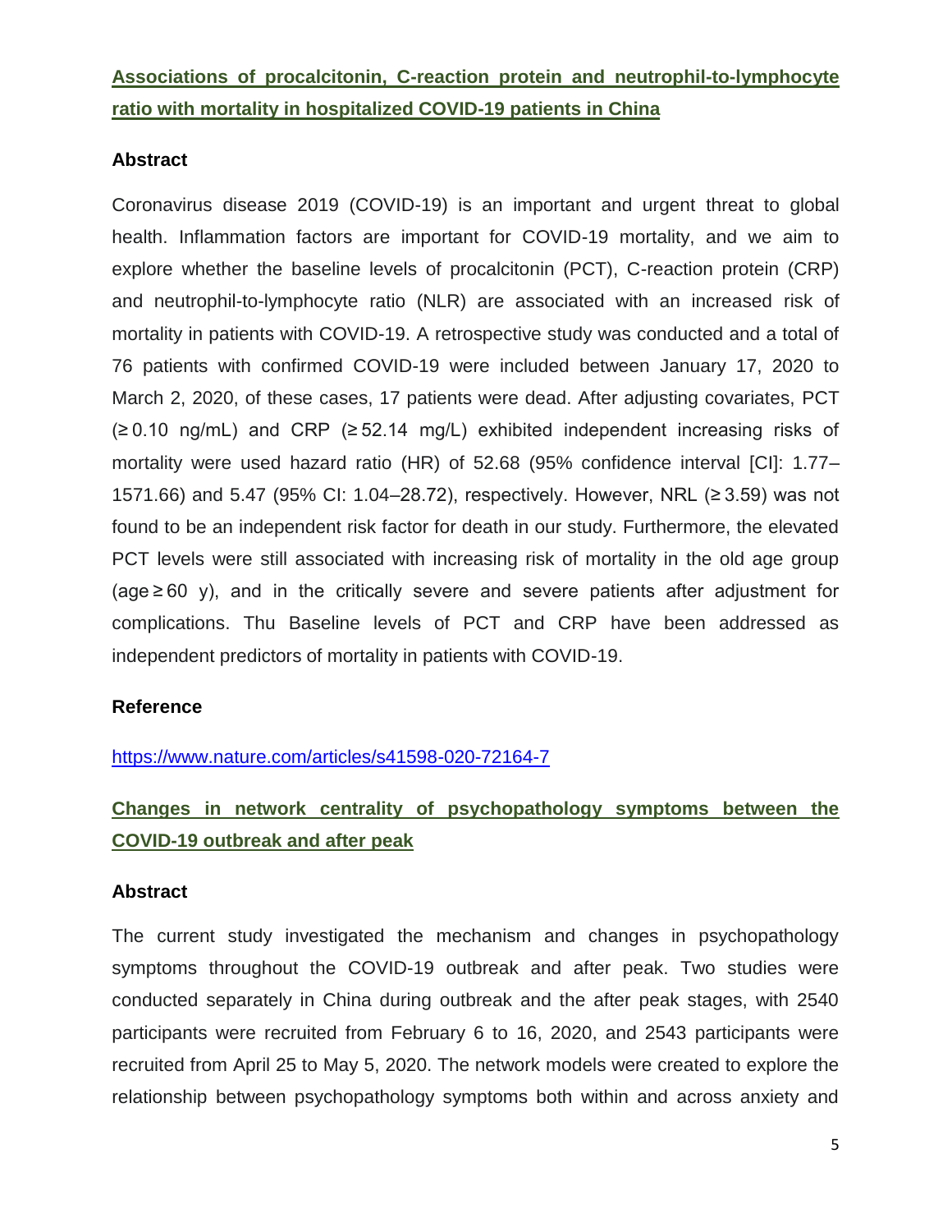## [Associations of procalcitonin, C-reaction protein and neutrophil-to-lymphocyte ratio with mortality in hospitalized COVID-19 patients in China](https://www.nature.com/articles/s41598-020-72164-7)

### Abstract

Coronavirus disease 2019 (COVID-19) is an important and urgent threat to global health. Inflammation factors are important for COVID-19 mortality, and we aim to explore whether the baseline levels of procalcitonin (PCT), C-reaction protein (CRP) and neutrophil-to-lymphocyte ratio (NLR) are associated with an increased risk of mortality in patients with COVID-19. A retrospective study was conducted and a total of 76 patients with confirmed COVID-19 were included between January 17, 2020 to March 2, 2020, of these cases, 17 patients were dead. After adjusting covariates, PCT (≥ 0.10 ng/mL) and CRP (≥ 52.14 mg/L) exhibited independent increasing risks of mortality were used hazard ratio (HR) of 52.68 (95% confidence interval [CI]: 1.77–1571.66) and 5.47 (95% CI: 1.04–28.72), respectively. However, NRL (≥ 3.59) was not found to be an independent risk factor for death in our study. Furthermore, the elevated PCT levels were still associated with increasing risk of mortality in the old age group (age ≥ 60 y), and in the critically severe and severe patients after adjustment for complications. Thu Baseline levels of PCT and CRP have been addressed as independent predictors of mortality in patients with COVID-19.

### Reference

https://www.nature.com/articles/s41598-020-72164-7

## Changes in network centrality of psychopathology symptoms between the COVID-19 outbreak and after peak

### Abstract

The current study investigated the mechanism and changes in psychopathology symptoms throughout the COVID-19 outbreak and after peak. Two studies were conducted separately in China during outbreak and the after peak stages, with 2540 participants were recruited from February 6 to 16, 2020, and 2543 participants were recruited from April 25 to May 5, 2020. The network models were created to explore the relationship between psychopathology symptoms both within and across anxiety and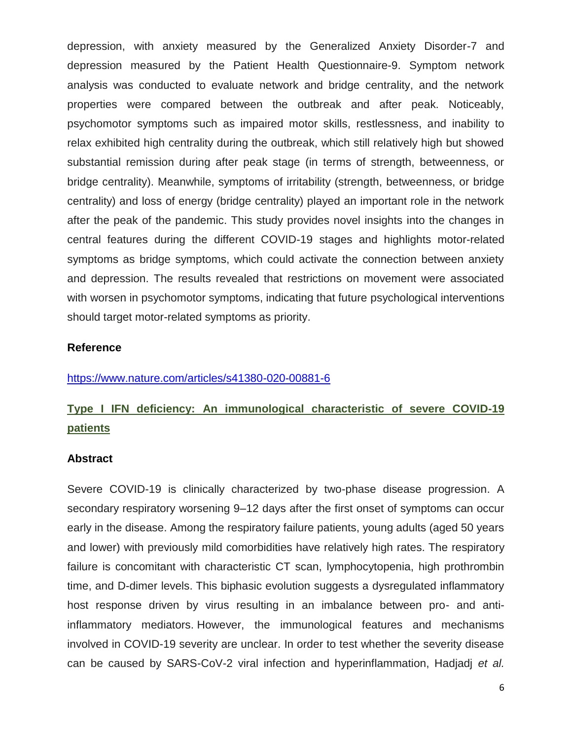depression, with anxiety measured by the Generalized Anxiety Disorder-7 and depression measured by the Patient Health Questionnaire-9. Symptom network analysis was conducted to evaluate network and bridge centrality, and the network properties were compared between the outbreak and after peak. Noticeably, psychomotor symptoms such as impaired motor skills, restlessness, and inability to relax exhibited high centrality during the outbreak, which still relatively high but showed substantial remission during after peak stage (in terms of strength, betweenness, or bridge centrality). Meanwhile, symptoms of irritability (strength, betweenness, or bridge centrality) and loss of energy (bridge centrality) played an important role in the network after the peak of the pandemic. This study provides novel insights into the changes in central features during the different COVID-19 stages and highlights motor-related symptoms as bridge symptoms, which could activate the connection between anxiety and depression. The results revealed that restrictions on movement were associated with worsen in psychomotor symptoms, indicating that future psychological interventions should target motor-related symptoms as priority.

### Reference

https://www.nature.com/articles/s41380-020-00881-6

## Type I IFN deficiency: An immunological characteristic of severe COVID-19 patients

### Abstract

Severe COVID-19 is clinically characterized by two-phase disease progression. A secondary respiratory worsening 9–12 days after the first onset of symptoms can occur early in the disease. Among the respiratory failure patients, young adults (aged 50 years and lower) with previously mild comorbidities have relatively high rates. The respiratory failure is concomitant with characteristic CT scan, lymphocytopenia, high prothrombin time, and D-dimer levels. This biphasic evolution suggests a dysregulated inflammatory host response driven by virus resulting in an imbalance between pro- and anti-inflammatory mediators. However, the immunological features and mechanisms involved in COVID-19 severity are unclear. In order to test whether the severity disease can be caused by SARS-CoV-2 viral infection and hyperinflammation, Hadjadj *et al.*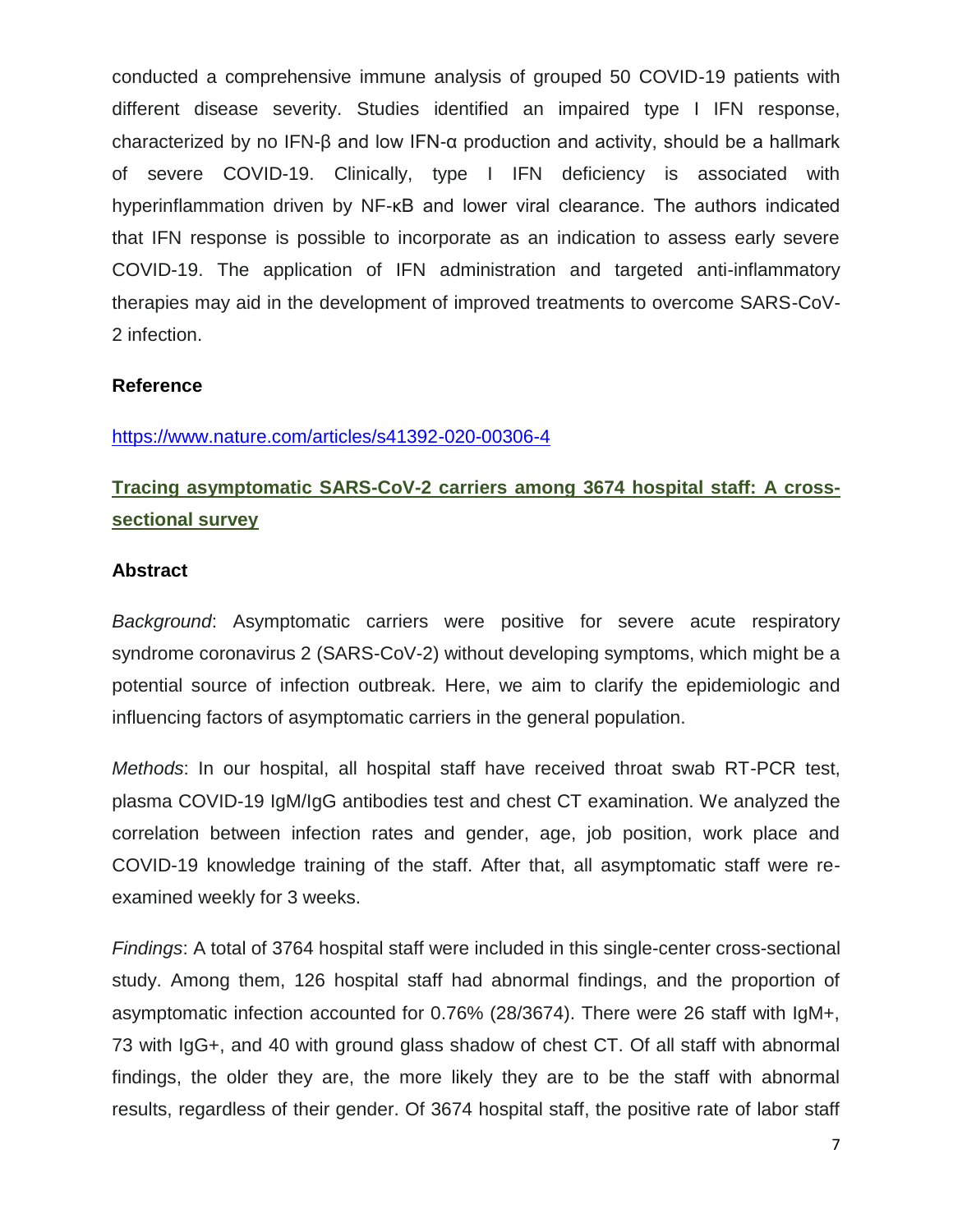conducted a comprehensive immune analysis of grouped 50 COVID-19 patients with different disease severity. Studies identified an impaired type I IFN response, characterized by no IFN-β and low IFN-α production and activity, should be a hallmark of severe COVID-19. Clinically, type I IFN deficiency is associated with hyperinflammation driven by NF-κB and lower viral clearance. The authors indicated that IFN response is possible to incorporate as an indication to assess early severe COVID-19. The application of IFN administration and targeted anti-inflammatory therapies may aid in the development of improved treatments to overcome SARS-CoV-2 infection.

**Reference**

https://www.nature.com/articles/s41392-020-00306-4

## Tracing asymptomatic SARS-CoV-2 carriers among 3674 hospital staff: A cross-sectional survey

**Abstract**

*Background*: Asymptomatic carriers were positive for severe acute respiratory syndrome coronavirus 2 (SARS-CoV-2) without developing symptoms, which might be a potential source of infection outbreak. Here, we aim to clarify the epidemiologic and influencing factors of asymptomatic carriers in the general population.

*Methods*: In our hospital, all hospital staff have received throat swab RT-PCR test, plasma COVID-19 IgM/IgG antibodies test and chest CT examination. We analyzed the correlation between infection rates and gender, age, job position, work place and COVID-19 knowledge training of the staff. After that, all asymptomatic staff were re-examined weekly for 3 weeks.

*Findings*: A total of 3764 hospital staff were included in this single-center cross-sectional study. Among them, 126 hospital staff had abnormal findings, and the proportion of asymptomatic infection accounted for 0.76% (28/3674). There were 26 staff with IgM+, 73 with IgG+, and 40 with ground glass shadow of chest CT. Of all staff with abnormal findings, the older they are, the more likely they are to be the staff with abnormal results, regardless of their gender. Of 3674 hospital staff, the positive rate of labor staff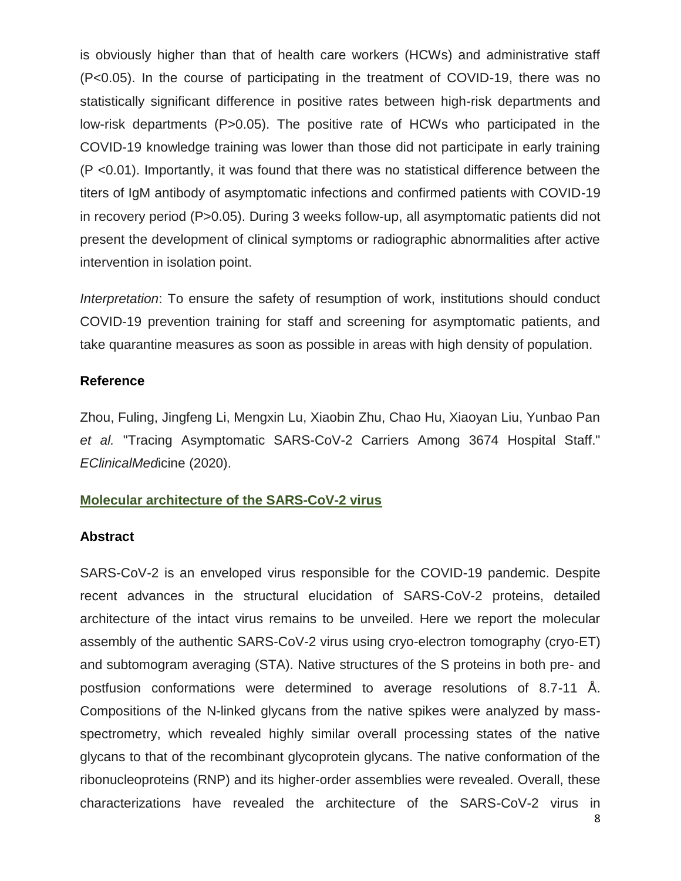is obviously higher than that of health care workers (HCWs) and administrative staff ($P<0.05$). In the course of participating in the treatment of COVID-19, there was no statistically significant difference in positive rates between high-risk departments and low-risk departments ($P>0.05$). The positive rate of HCWs who participated in the COVID-19 knowledge training was lower than those did not participate in early training ($P<0.01$). Importantly, it was found that there was no statistical difference between the titers of IgM antibody of asymptomatic infections and confirmed patients with COVID-19 in recovery period ($P>0.05$). During 3 weeks follow-up, all asymptomatic patients did not present the development of clinical symptoms or radiographic abnormalities after active intervention in isolation point.

*Interpretation*: To ensure the safety of resumption of work, institutions should conduct COVID-19 prevention training for staff and screening for asymptomatic patients, and take quarantine measures as soon as possible in areas with high density of population.

**Reference**

Zhou, Fuling, Jingfeng Li, Mengxin Lu, Xiaobin Zhu, Chao Hu, Xiaoyan Liu, Yunbao Pan *et al.* "Tracing Asymptomatic SARS-CoV-2 Carriers Among 3674 Hospital Staff." *EClinicalMed*icine (2020).

**Molecular architecture of the SARS-CoV-2 virus**

**Abstract**

SARS-CoV-2 is an enveloped virus responsible for the COVID-19 pandemic. Despite recent advances in the structural elucidation of SARS-CoV-2 proteins, detailed architecture of the intact virus remains to be unveiled. Here we report the molecular assembly of the authentic SARS-CoV-2 virus using cryo-electron tomography (cryo-ET) and subtomogram averaging (STA). Native structures of the S proteins in both pre- and postfusion conformations were determined to average resolutions of 8.7-11 Å. Compositions of the N-linked glycans from the native spikes were analyzed by mass-spectrometry, which revealed highly similar overall processing states of the native glycans to that of the recombinant glycoprotein glycans. The native conformation of the ribonucleoproteins (RNP) and its higher-order assemblies were revealed. Overall, these characterizations have revealed the architecture of the SARS-CoV-2 virus in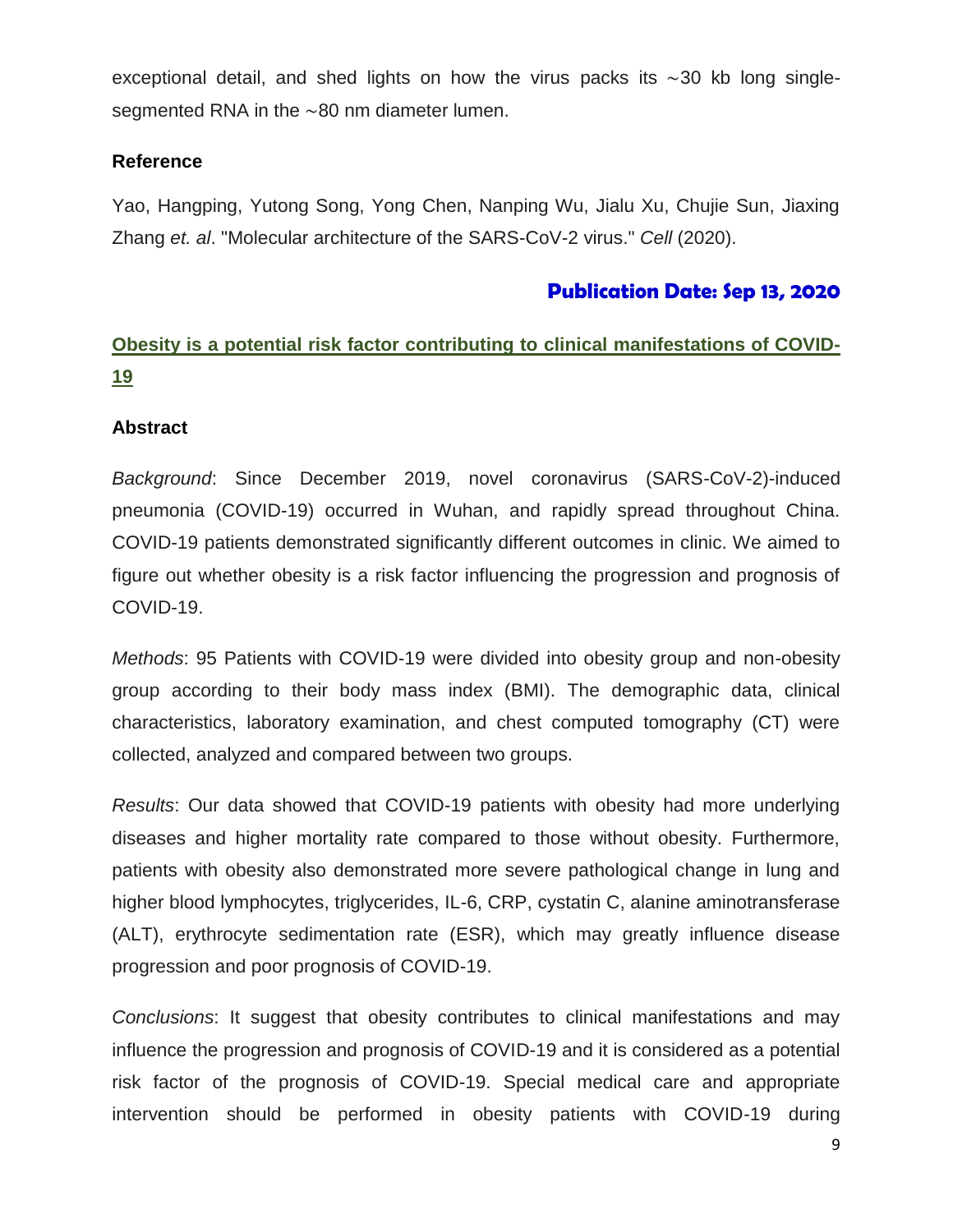exceptional detail, and shed lights on how the virus packs its ∼30 kb long single-segmented RNA in the ∼80 nm diameter lumen.

**Reference**

Yao, Hangping, Yutong Song, Yong Chen, Nanping Wu, Jialu Xu, Chujie Sun, Jiaxing Zhang *et. al*. "Molecular architecture of the SARS-CoV-2 virus." *Cell* (2020).

**Publication Date: Sep 13, 2020**

## Obesity is a potential risk factor contributing to clinical manifestations of COVID-19

**Abstract**

*Background*: Since December 2019, novel coronavirus (SARS-CoV-2)-induced pneumonia (COVID-19) occurred in Wuhan, and rapidly spread throughout China. COVID-19 patients demonstrated significantly different outcomes in clinic. We aimed to figure out whether obesity is a risk factor influencing the progression and prognosis of COVID-19.

*Methods*: 95 Patients with COVID-19 were divided into obesity group and non-obesity group according to their body mass index (BMI). The demographic data, clinical characteristics, laboratory examination, and chest computed tomography (CT) were collected, analyzed and compared between two groups.

*Results*: Our data showed that COVID-19 patients with obesity had more underlying diseases and higher mortality rate compared to those without obesity. Furthermore, patients with obesity also demonstrated more severe pathological change in lung and higher blood lymphocytes, triglycerides, IL-6, CRP, cystatin C, alanine aminotransferase (ALT), erythrocyte sedimentation rate (ESR), which may greatly influence disease progression and poor prognosis of COVID-19.

*Conclusions*: It suggest that obesity contributes to clinical manifestations and may influence the progression and prognosis of COVID-19 and it is considered as a potential risk factor of the prognosis of COVID-19. Special medical care and appropriate intervention should be performed in obesity patients with COVID-19 during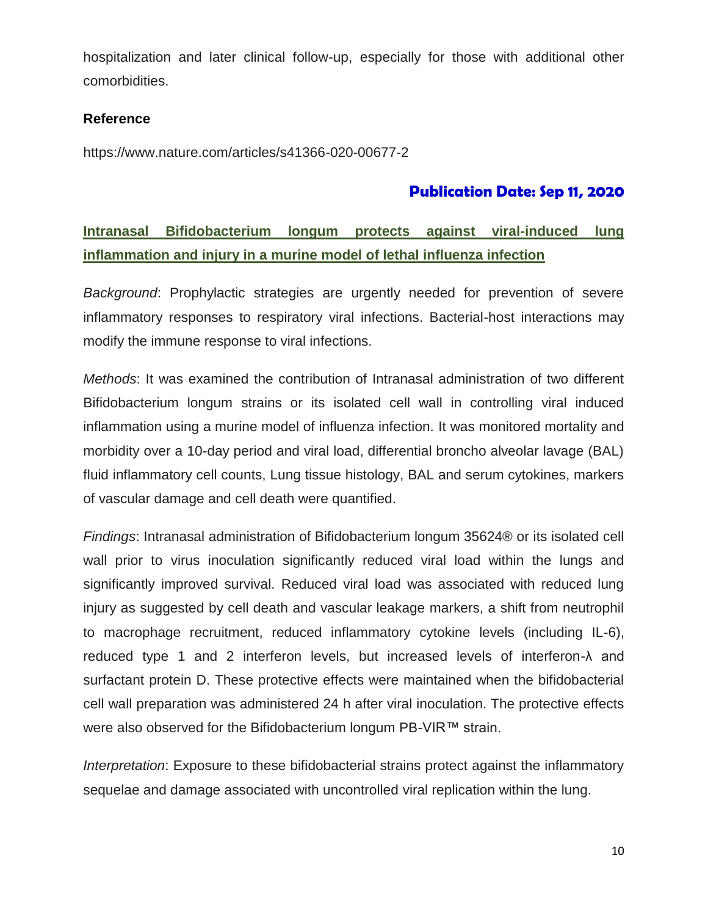hospitalization and later clinical follow-up, especially for those with additional other comorbidities.

**Reference**

https://www.nature.com/articles/s41366-020-00677-2

**Publication Date: Sep 11, 2020**

## Intranasal Bifidobacterium longum protects against viral-induced lung inflammation and injury in a murine model of lethal influenza infection

*Background*: Prophylactic strategies are urgently needed for prevention of severe inflammatory responses to respiratory viral infections. Bacterial-host interactions may modify the immune response to viral infections.

*Methods*: It was examined the contribution of Intranasal administration of two different Bifidobacterium longum strains or its isolated cell wall in controlling viral induced inflammation using a murine model of influenza infection. It was monitored mortality and morbidity over a 10-day period and viral load, differential broncho alveolar lavage (BAL) fluid inflammatory cell counts, Lung tissue histology, BAL and serum cytokines, markers of vascular damage and cell death were quantified.

*Findings*: Intranasal administration of Bifidobacterium longum 35624® or its isolated cell wall prior to virus inoculation significantly reduced viral load within the lungs and significantly improved survival. Reduced viral load was associated with reduced lung injury as suggested by cell death and vascular leakage markers, a shift from neutrophil to macrophage recruitment, reduced inflammatory cytokine levels (including IL-6), reduced type 1 and 2 interferon levels, but increased levels of interferon-λ and surfactant protein D. These protective effects were maintained when the bifidobacterial cell wall preparation was administered 24 h after viral inoculation. The protective effects were also observed for the Bifidobacterium longum PB-VIR™ strain.

*Interpretation*: Exposure to these bifidobacterial strains protect against the inflammatory sequelae and damage associated with uncontrolled viral replication within the lung.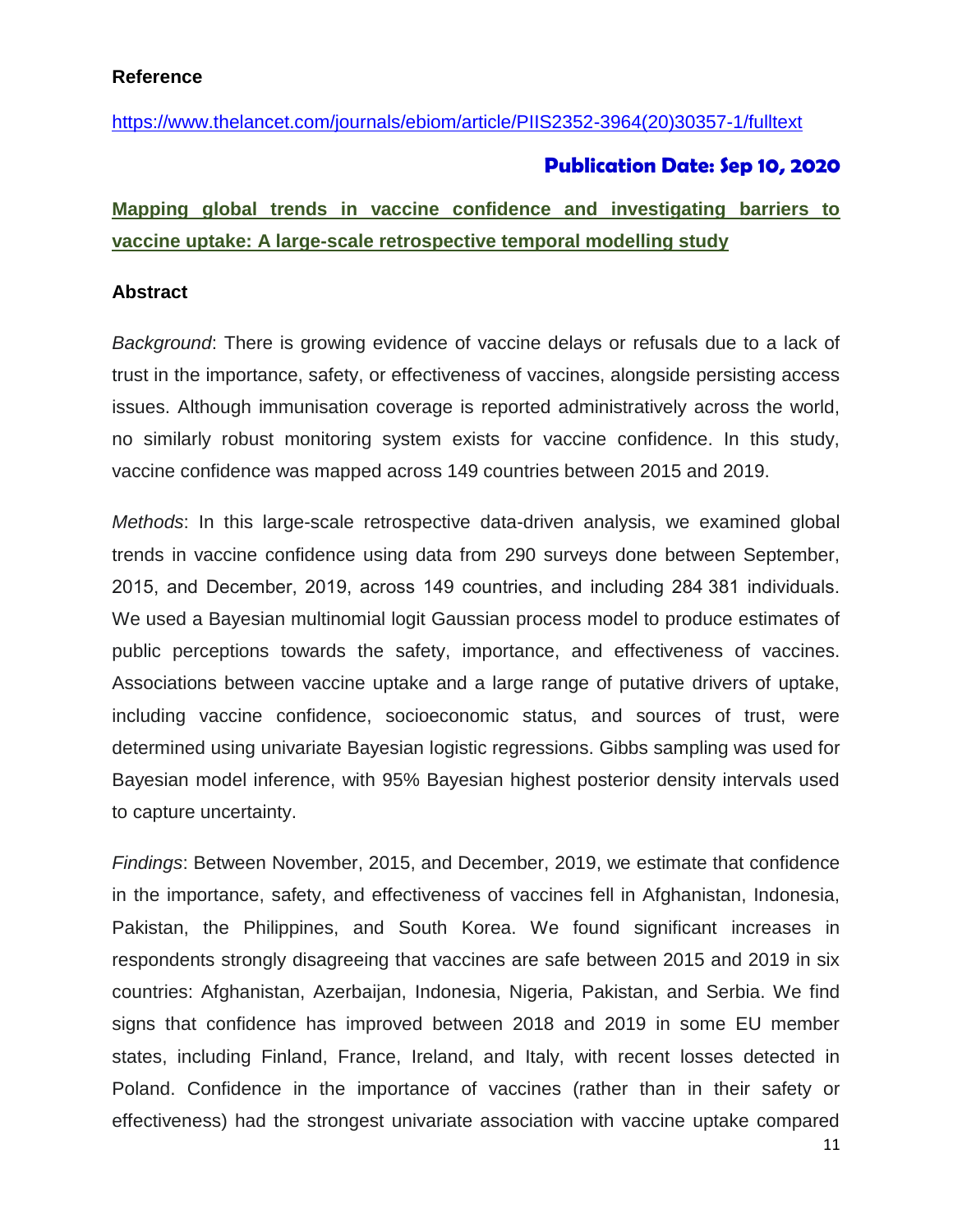**Reference**

https://www.thelancet.com/journals/ebiom/article/PIIS2352-3964(20)30357-1/fulltext

**Publication Date: Sep 10, 2020**

## Mapping global trends in vaccine confidence and investigating barriers to vaccine uptake: A large-scale retrospective temporal modelling study

### Abstract

*Background*: There is growing evidence of vaccine delays or refusals due to a lack of trust in the importance, safety, or effectiveness of vaccines, alongside persisting access issues. Although immunisation coverage is reported administratively across the world, no similarly robust monitoring system exists for vaccine confidence. In this study, vaccine confidence was mapped across 149 countries between 2015 and 2019.

*Methods*: In this large-scale retrospective data-driven analysis, we examined global trends in vaccine confidence using data from 290 surveys done between September, 2015, and December, 2019, across 149 countries, and including 284 381 individuals. We used a Bayesian multinomial logit Gaussian process model to produce estimates of public perceptions towards the safety, importance, and effectiveness of vaccines. Associations between vaccine uptake and a large range of putative drivers of uptake, including vaccine confidence, socioeconomic status, and sources of trust, were determined using univariate Bayesian logistic regressions. Gibbs sampling was used for Bayesian model inference, with 95% Bayesian highest posterior density intervals used to capture uncertainty.

*Findings*: Between November, 2015, and December, 2019, we estimate that confidence in the importance, safety, and effectiveness of vaccines fell in Afghanistan, Indonesia, Pakistan, the Philippines, and South Korea. We found significant increases in respondents strongly disagreeing that vaccines are safe between 2015 and 2019 in six countries: Afghanistan, Azerbaijan, Indonesia, Nigeria, Pakistan, and Serbia. We find signs that confidence has improved between 2018 and 2019 in some EU member states, including Finland, France, Ireland, and Italy, with recent losses detected in Poland. Confidence in the importance of vaccines (rather than in their safety or effectiveness) had the strongest univariate association with vaccine uptake compared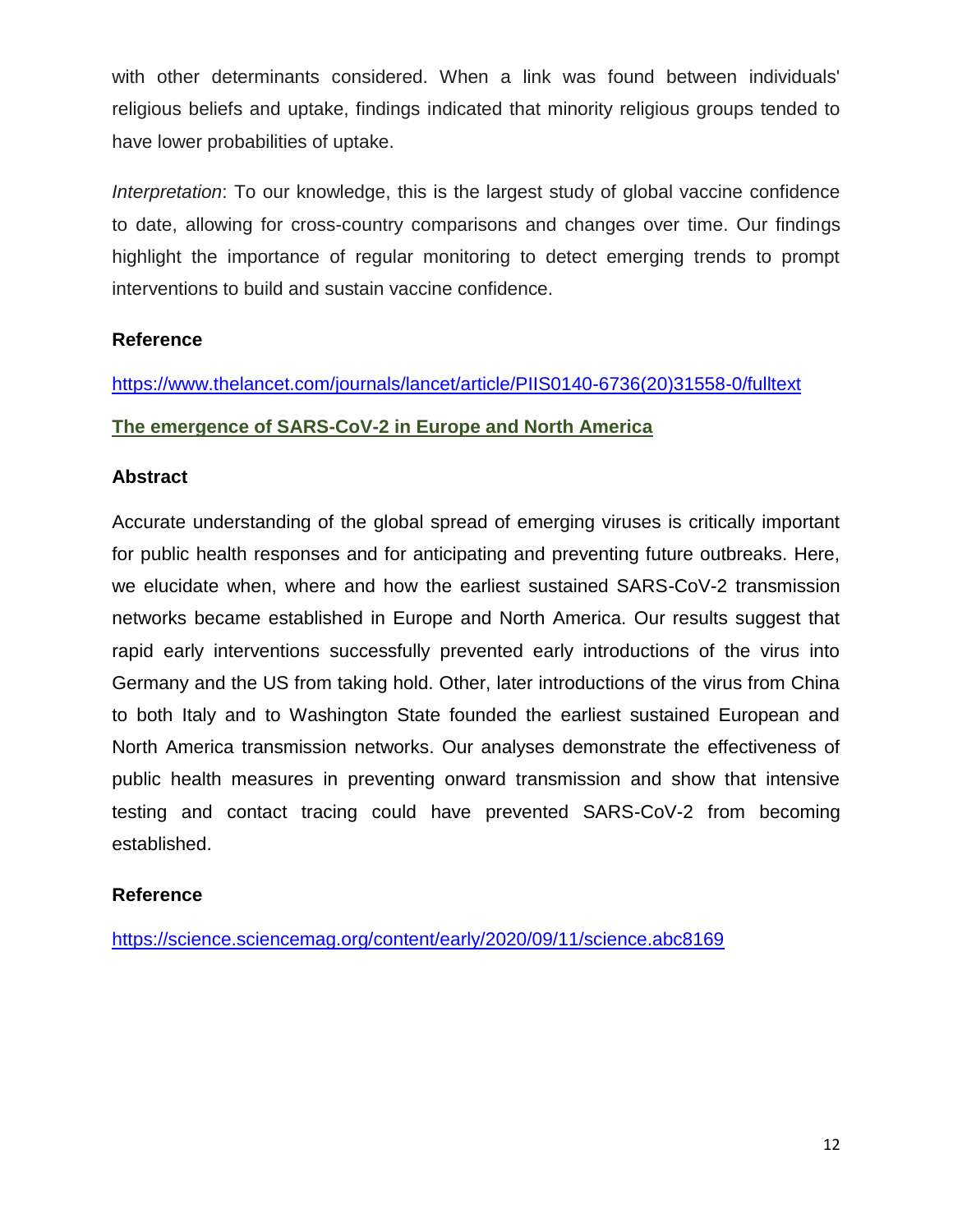with other determinants considered. When a link was found between individuals' religious beliefs and uptake, findings indicated that minority religious groups tended to have lower probabilities of uptake.

*Interpretation*: To our knowledge, this is the largest study of global vaccine confidence to date, allowing for cross-country comparisons and changes over time. Our findings highlight the importance of regular monitoring to detect emerging trends to prompt interventions to build and sustain vaccine confidence.

**Reference**

https://www.thelancet.com/journals/lancet/article/PIIS0140-6736(20)31558-0/fulltext

## The emergence of SARS-CoV-2 in Europe and North America

**Abstract**

Accurate understanding of the global spread of emerging viruses is critically important for public health responses and for anticipating and preventing future outbreaks. Here, we elucidate when, where and how the earliest sustained SARS-CoV-2 transmission networks became established in Europe and North America. Our results suggest that rapid early interventions successfully prevented early introductions of the virus into Germany and the US from taking hold. Other, later introductions of the virus from China to both Italy and to Washington State founded the earliest sustained European and North America transmission networks. Our analyses demonstrate the effectiveness of public health measures in preventing onward transmission and show that intensive testing and contact tracing could have prevented SARS-CoV-2 from becoming established.

**Reference**

https://science.sciencemag.org/content/early/2020/09/11/science.abc8169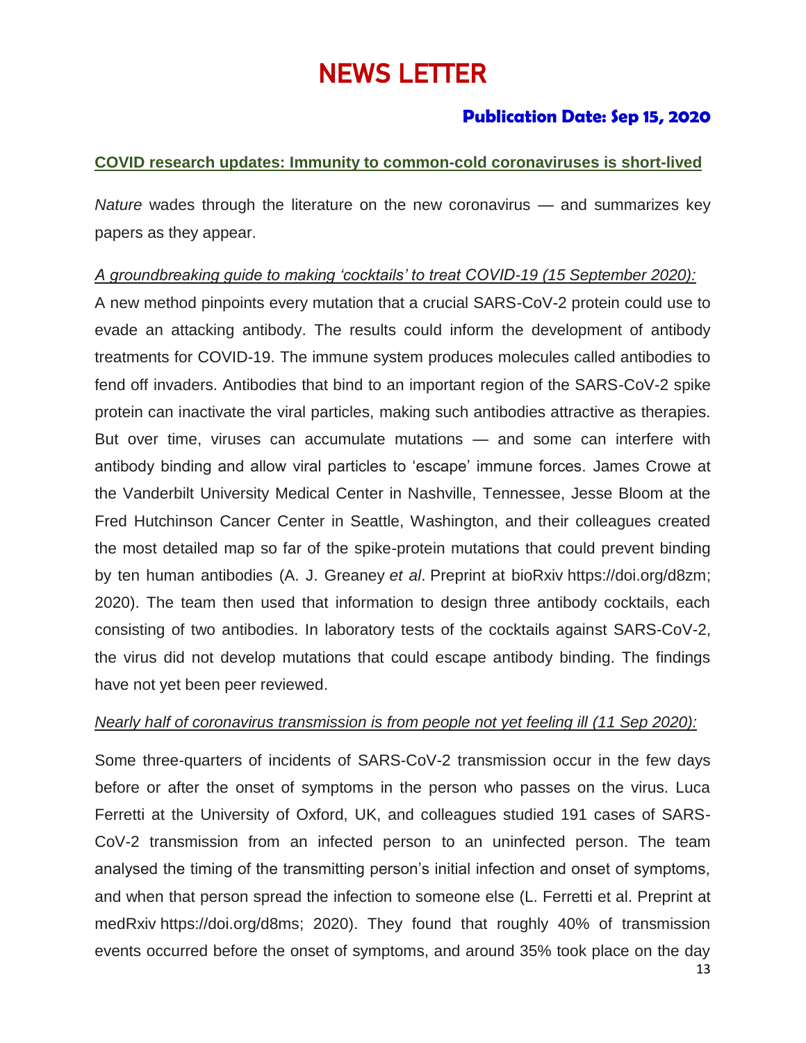# NEWS LETTER

### Publication Date: Sep 15, 2020

## COVID research updates: Immunity to common-cold coronaviruses is short-lived

*Nature* wades through the literature on the new coronavirus — and summarizes key papers as they appear.

*A groundbreaking guide to making 'cocktails' to treat COVID-19 (15 September 2020):*

A new method pinpoints every mutation that a crucial SARS-CoV-2 protein could use to evade an attacking antibody. The results could inform the development of antibody treatments for COVID-19. The immune system produces molecules called antibodies to fend off invaders. Antibodies that bind to an important region of the SARS-CoV-2 spike protein can inactivate the viral particles, making such antibodies attractive as therapies. But over time, viruses can accumulate mutations — and some can interfere with antibody binding and allow viral particles to 'escape' immune forces. James Crowe at the Vanderbilt University Medical Center in Nashville, Tennessee, Jesse Bloom at the Fred Hutchinson Cancer Center in Seattle, Washington, and their colleagues created the most detailed map so far of the spike-protein mutations that could prevent binding by ten human antibodies (A. J. Greaney *et al*. Preprint at bioRxiv https://doi.org/d8zm; 2020). The team then used that information to design three antibody cocktails, each consisting of two antibodies. In laboratory tests of the cocktails against SARS-CoV-2, the virus did not develop mutations that could escape antibody binding. The findings have not yet been peer reviewed.

*Nearly half of coronavirus transmission is from people not yet feeling ill (11 Sep 2020):*

Some three-quarters of incidents of SARS-CoV-2 transmission occur in the few days before or after the onset of symptoms in the person who passes on the virus. Luca Ferretti at the University of Oxford, UK, and colleagues studied 191 cases of SARS-CoV-2 transmission from an infected person to an uninfected person. The team analysed the timing of the transmitting person's initial infection and onset of symptoms, and when that person spread the infection to someone else (L. Ferretti et al. Preprint at medRxiv https://doi.org/d8ms; 2020). They found that roughly 40% of transmission events occurred before the onset of symptoms, and around 35% took place on the day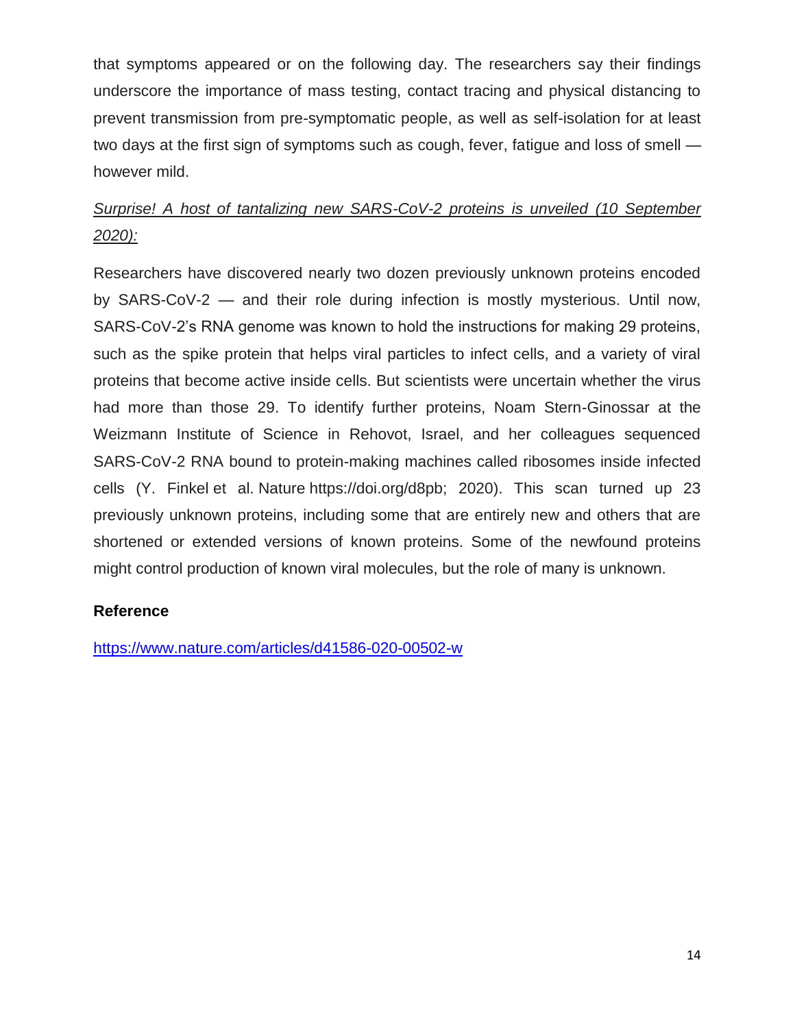that symptoms appeared or on the following day. The researchers say their findings underscore the importance of mass testing, contact tracing and physical distancing to prevent transmission from pre-symptomatic people, as well as self-isolation for at least two days at the first sign of symptoms such as cough, fever, fatigue and loss of smell — however mild.

*Surprise! A host of tantalizing new SARS-CoV-2 proteins is unveiled (10 September 2020):*

Researchers have discovered nearly two dozen previously unknown proteins encoded by SARS-CoV-2 — and their role during infection is mostly mysterious. Until now, SARS-CoV-2's RNA genome was known to hold the instructions for making 29 proteins, such as the spike protein that helps viral particles to infect cells, and a variety of viral proteins that become active inside cells. But scientists were uncertain whether the virus had more than those 29. To identify further proteins, Noam Stern-Ginossar at the Weizmann Institute of Science in Rehovot, Israel, and her colleagues sequenced SARS-CoV-2 RNA bound to protein-making machines called ribosomes inside infected cells (Y. Finkel et al. Nature https://doi.org/d8pb; 2020). This scan turned up 23 previously unknown proteins, including some that are entirely new and others that are shortened or extended versions of known proteins. Some of the newfound proteins might control production of known viral molecules, but the role of many is unknown.

**Reference**

https://www.nature.com/articles/d41586-020-00502-w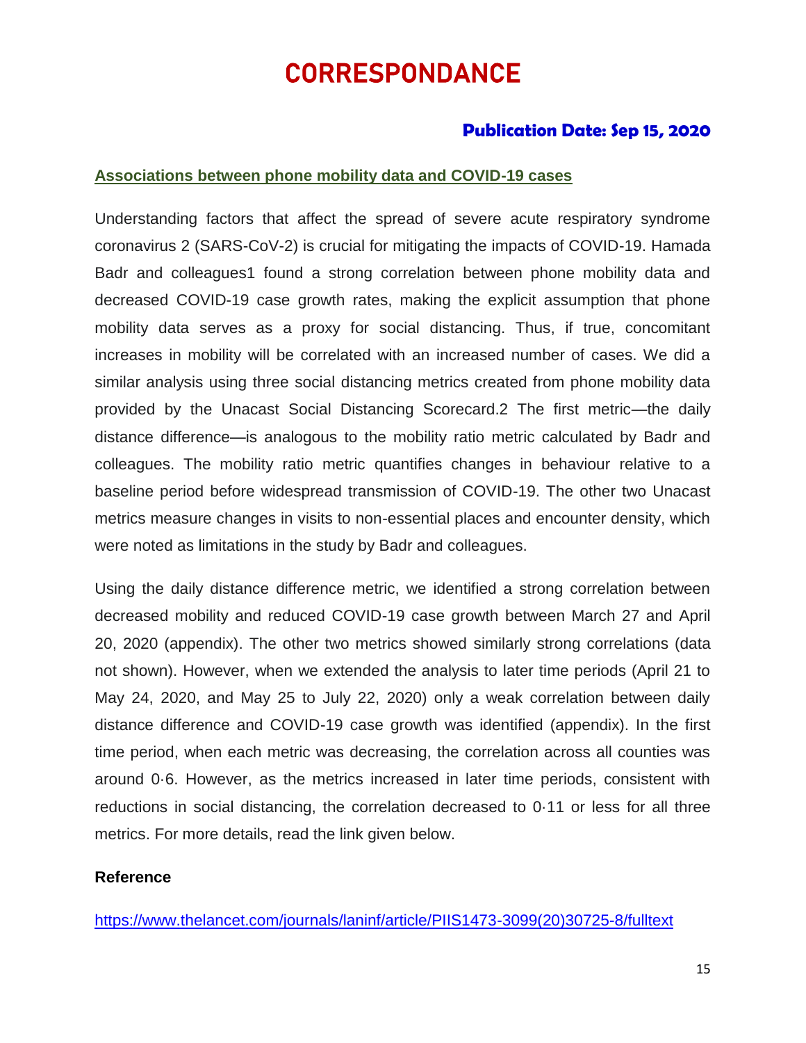# CORRESPONDANCE

**Publication Date: Sep 15, 2020**

## Associations between phone mobility data and COVID-19 cases

Understanding factors that affect the spread of severe acute respiratory syndrome coronavirus 2 (SARS-CoV-2) is crucial for mitigating the impacts of COVID-19. Hamada Badr and colleagues[1] found a strong correlation between phone mobility data and decreased COVID-19 case growth rates, making the explicit assumption that phone mobility data serves as a proxy for social distancing. Thus, if true, concomitant increases in mobility will be correlated with an increased number of cases. We did a similar analysis using three social distancing metrics created from phone mobility data provided by the Unacast Social Distancing Scorecard.[2] The first metric—the daily distance difference—is analogous to the mobility ratio metric calculated by Badr and colleagues. The mobility ratio metric quantifies changes in behaviour relative to a baseline period before widespread transmission of COVID-19. The other two Unacast metrics measure changes in visits to non-essential places and encounter density, which were noted as limitations in the study by Badr and colleagues.

Using the daily distance difference metric, we identified a strong correlation between decreased mobility and reduced COVID-19 case growth between March 27 and April 20, 2020 (appendix). The other two metrics showed similarly strong correlations (data not shown). However, when we extended the analysis to later time periods (April 21 to May 24, 2020, and May 25 to July 22, 2020) only a weak correlation between daily distance difference and COVID-19 case growth was identified (appendix). In the first time period, when each metric was decreasing, the correlation across all counties was around 0·6. However, as the metrics increased in later time periods, consistent with reductions in social distancing, the correlation decreased to 0·11 or less for all three metrics. For more details, read the link given below.

**Reference**

https://www.thelancet.com/journals/laninf/article/PIIS1473-3099(20)30725-8/fulltext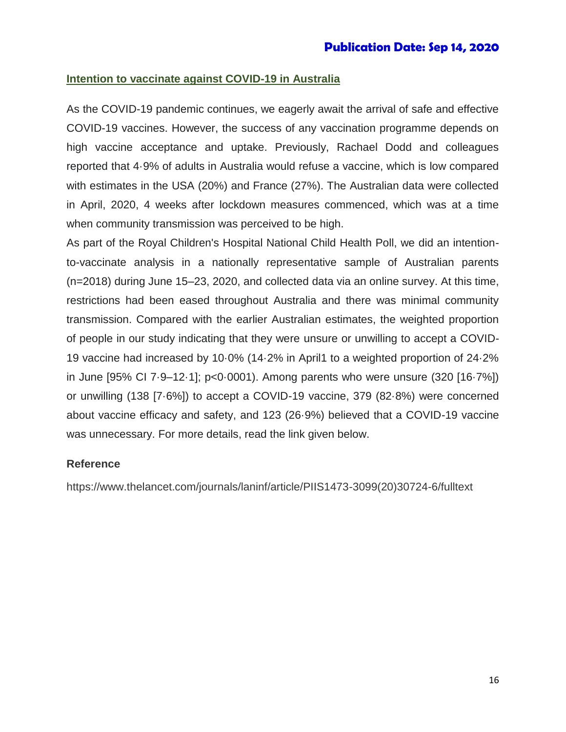**Publication Date: Sep 14, 2020**

## Intention to vaccinate against COVID-19 in Australia

As the COVID-19 pandemic continues, we eagerly await the arrival of safe and effective COVID-19 vaccines. However, the success of any vaccination programme depends on high vaccine acceptance and uptake. Previously, Rachael Dodd and colleagues reported that 4·9% of adults in Australia would refuse a vaccine, which is low compared with estimates in the USA (20%) and France (27%). The Australian data were collected in April, 2020, 4 weeks after lockdown measures commenced, which was at a time when community transmission was perceived to be high.

As part of the Royal Children's Hospital National Child Health Poll, we did an intention-to-vaccinate analysis in a nationally representative sample of Australian parents (n=2018) during June 15–23, 2020, and collected data via an online survey. At this time, restrictions had been eased throughout Australia and there was minimal community transmission. Compared with the earlier Australian estimates, the weighted proportion of people in our study indicating that they were unsure or unwilling to accept a COVID-19 vaccine had increased by 10·0% (14·2% in April1 to a weighted proportion of 24·2% in June [95% CI 7·9–12·1]; p<0·0001). Among parents who were unsure (320 [16·7%]) or unwilling (138 [7·6%]) to accept a COVID-19 vaccine, 379 (82·8%) were concerned about vaccine efficacy and safety, and 123 (26·9%) believed that a COVID-19 vaccine was unnecessary. For more details, read the link given below.

### Reference

https://www.thelancet.com/journals/laninf/article/PIIS1473-3099(20)30724-6/fulltext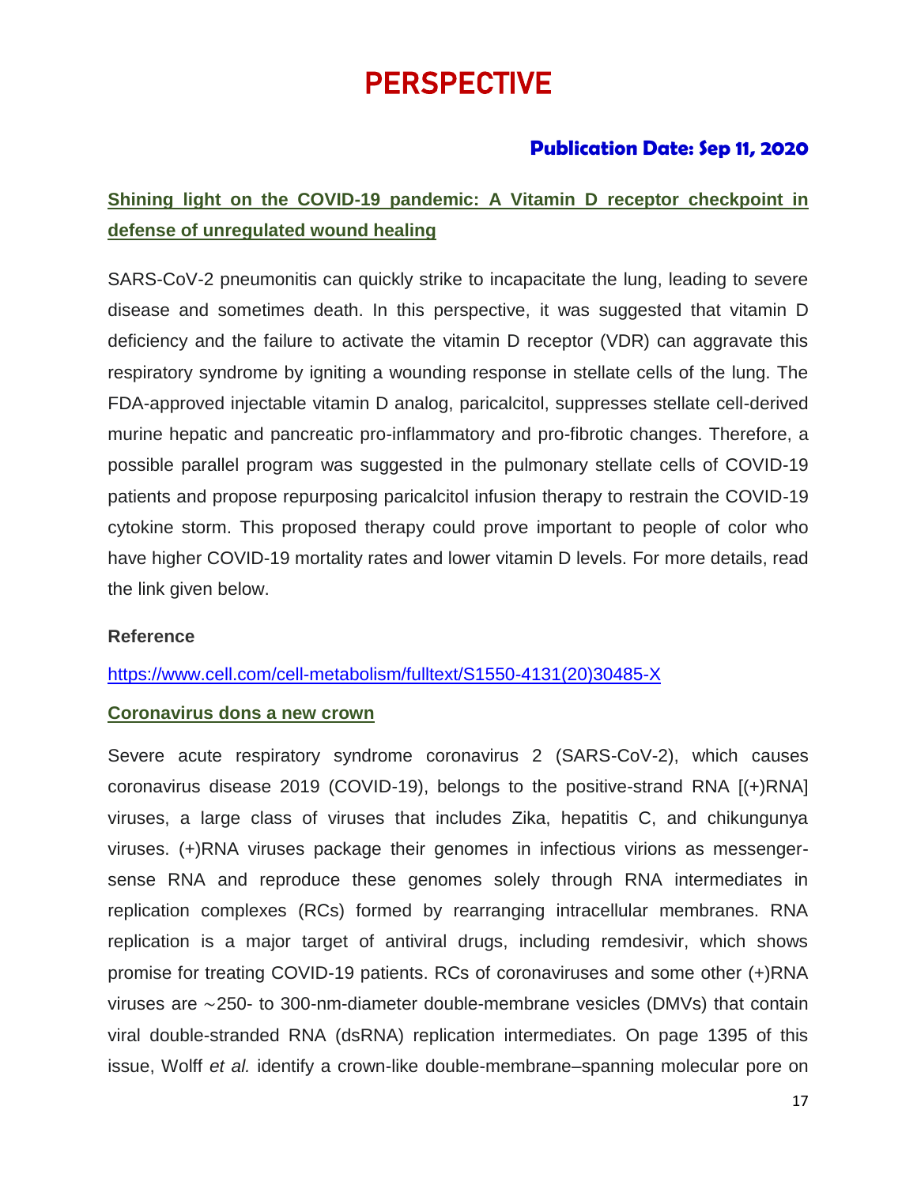# PERSPECTIVE

**Publication Date: Sep 11, 2020**

## Shining light on the COVID-19 pandemic: A Vitamin D receptor checkpoint in defense of unregulated wound healing

SARS-CoV-2 pneumonitis can quickly strike to incapacitate the lung, leading to severe disease and sometimes death. In this perspective, it was suggested that vitamin D deficiency and the failure to activate the vitamin D receptor (VDR) can aggravate this respiratory syndrome by igniting a wounding response in stellate cells of the lung. The FDA-approved injectable vitamin D analog, paricalcitol, suppresses stellate cell-derived murine hepatic and pancreatic pro-inflammatory and pro-fibrotic changes. Therefore, a possible parallel program was suggested in the pulmonary stellate cells of COVID-19 patients and propose repurposing paricalcitol infusion therapy to restrain the COVID-19 cytokine storm. This proposed therapy could prove important to people of color who have higher COVID-19 mortality rates and lower vitamin D levels. For more details, read the link given below.

**Reference**

https://www.cell.com/cell-metabolism/fulltext/S1550-4131(20)30485-X

## Coronavirus dons a new crown

Severe acute respiratory syndrome coronavirus 2 (SARS-CoV-2), which causes coronavirus disease 2019 (COVID-19), belongs to the positive-strand RNA [(+)RNA] viruses, a large class of viruses that includes Zika, hepatitis C, and chikungunya viruses. (+)RNA viruses package their genomes in infectious virions as messenger-sense RNA and reproduce these genomes solely through RNA intermediates in replication complexes (RCs) formed by rearranging intracellular membranes. RNA replication is a major target of antiviral drugs, including remdesivir, which shows promise for treating COVID-19 patients. RCs of coronaviruses and some other (+)RNA viruses are ∼250- to 300-nm-diameter double-membrane vesicles (DMVs) that contain viral double-stranded RNA (dsRNA) replication intermediates. On page 1395 of this issue, Wolff *et al.* identify a crown-like double-membrane–spanning molecular pore on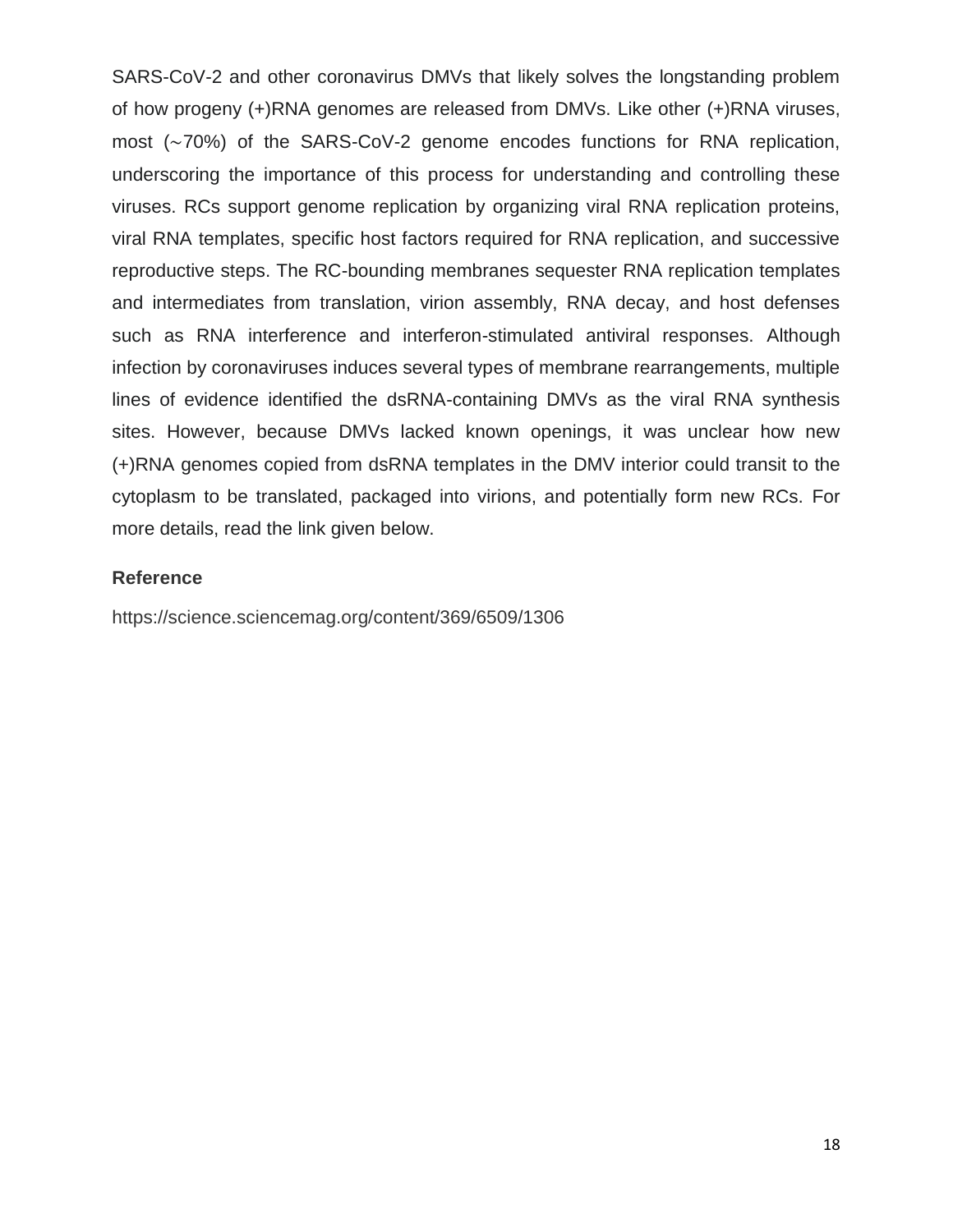SARS-CoV-2 and other coronavirus DMVs that likely solves the longstanding problem of how progeny (+)RNA genomes are released from DMVs. Like other (+)RNA viruses, most (∼70%) of the SARS-CoV-2 genome encodes functions for RNA replication, underscoring the importance of this process for understanding and controlling these viruses. RCs support genome replication by organizing viral RNA replication proteins, viral RNA templates, specific host factors required for RNA replication, and successive reproductive steps. The RC-bounding membranes sequester RNA replication templates and intermediates from translation, virion assembly, RNA decay, and host defenses such as RNA interference and interferon-stimulated antiviral responses. Although infection by coronaviruses induces several types of membrane rearrangements, multiple lines of evidence identified the dsRNA-containing DMVs as the viral RNA synthesis sites. However, because DMVs lacked known openings, it was unclear how new (+)RNA genomes copied from dsRNA templates in the DMV interior could transit to the cytoplasm to be translated, packaged into virions, and potentially form new RCs. For more details, read the link given below.

**Reference**

https://science.sciencemag.org/content/369/6509/1306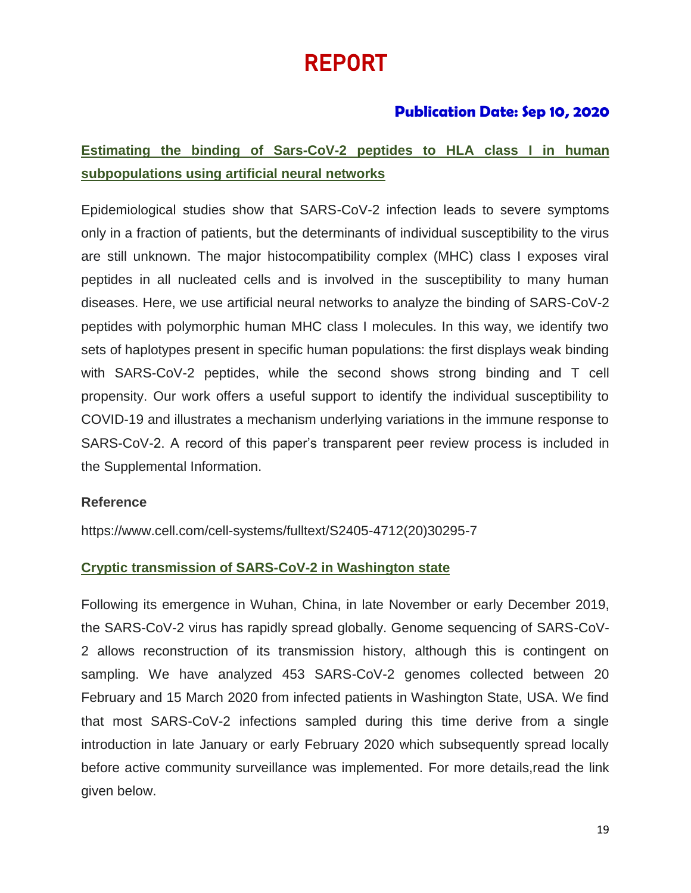# REPORT

### Publication Date: Sep 10, 2020

## Estimating the binding of Sars-CoV-2 peptides to HLA class I in human subpopulations using artificial neural networks

Epidemiological studies show that SARS-CoV-2 infection leads to severe symptoms only in a fraction of patients, but the determinants of individual susceptibility to the virus are still unknown. The major histocompatibility complex (MHC) class I exposes viral peptides in all nucleated cells and is involved in the susceptibility to many human diseases. Here, we use artificial neural networks to analyze the binding of SARS-CoV-2 peptides with polymorphic human MHC class I molecules. In this way, we identify two sets of haplotypes present in specific human populations: the first displays weak binding with SARS-CoV-2 peptides, while the second shows strong binding and T cell propensity. Our work offers a useful support to identify the individual susceptibility to COVID-19 and illustrates a mechanism underlying variations in the immune response to SARS-CoV-2. A record of this paper's transparent peer review process is included in the Supplemental Information.

**Reference**

https://www.cell.com/cell-systems/fulltext/S2405-4712(20)30295-7

## Cryptic transmission of SARS-CoV-2 in Washington state

Following its emergence in Wuhan, China, in late November or early December 2019, the SARS-CoV-2 virus has rapidly spread globally. Genome sequencing of SARS-CoV-2 allows reconstruction of its transmission history, although this is contingent on sampling. We have analyzed 453 SARS-CoV-2 genomes collected between 20 February and 15 March 2020 from infected patients in Washington State, USA. We find that most SARS-CoV-2 infections sampled during this time derive from a single introduction in late January or early February 2020 which subsequently spread locally before active community surveillance was implemented. For more details,read the link given below.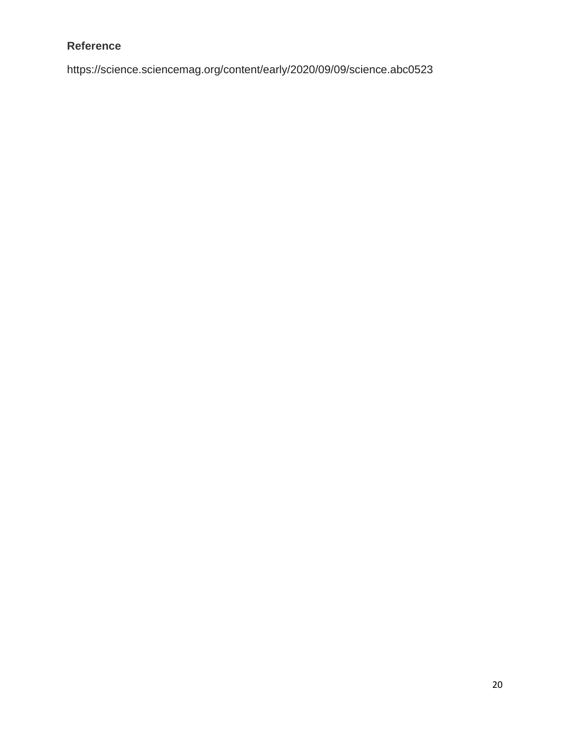**Reference**

https://science.sciencemag.org/content/early/2020/09/09/science.abc0523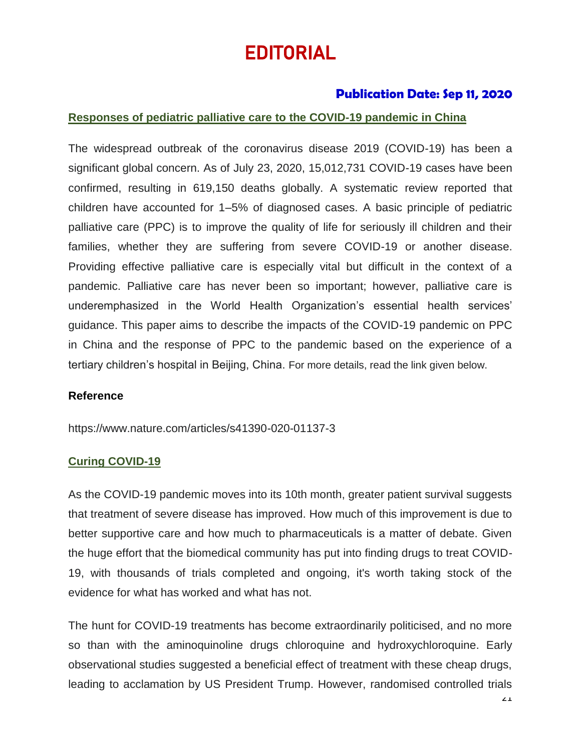# EDITORIAL

### Publication Date: Sep 11, 2020

**Responses of pediatric palliative care to the COVID-19 pandemic in China**

The widespread outbreak of the coronavirus disease 2019 (COVID-19) has been a significant global concern. As of July 23, 2020, 15,012,731 COVID-19 cases have been confirmed, resulting in 619,150 deaths globally. A systematic review reported that children have accounted for 1–5% of diagnosed cases. A basic principle of pediatric palliative care (PPC) is to improve the quality of life for seriously ill children and their families, whether they are suffering from severe COVID-19 or another disease. Providing effective palliative care is especially vital but difficult in the context of a pandemic. Palliative care has never been so important; however, palliative care is underemphasized in the World Health Organization's essential health services' guidance. This paper aims to describe the impacts of the COVID-19 pandemic on PPC in China and the response of PPC to the pandemic based on the experience of a tertiary children's hospital in Beijing, China. For more details, read the link given below.

**Reference**

https://www.nature.com/articles/s41390-020-01137-3

**Curing COVID-19**

As the COVID-19 pandemic moves into its 10th month, greater patient survival suggests that treatment of severe disease has improved. How much of this improvement is due to better supportive care and how much to pharmaceuticals is a matter of debate. Given the huge effort that the biomedical community has put into finding drugs to treat COVID-19, with thousands of trials completed and ongoing, it's worth taking stock of the evidence for what has worked and what has not.

The hunt for COVID-19 treatments has become extraordinarily politicised, and no more so than with the aminoquinoline drugs chloroquine and hydroxychloroquine. Early observational studies suggested a beneficial effect of treatment with these cheap drugs, leading to acclamation by US President Trump. However, randomised controlled trials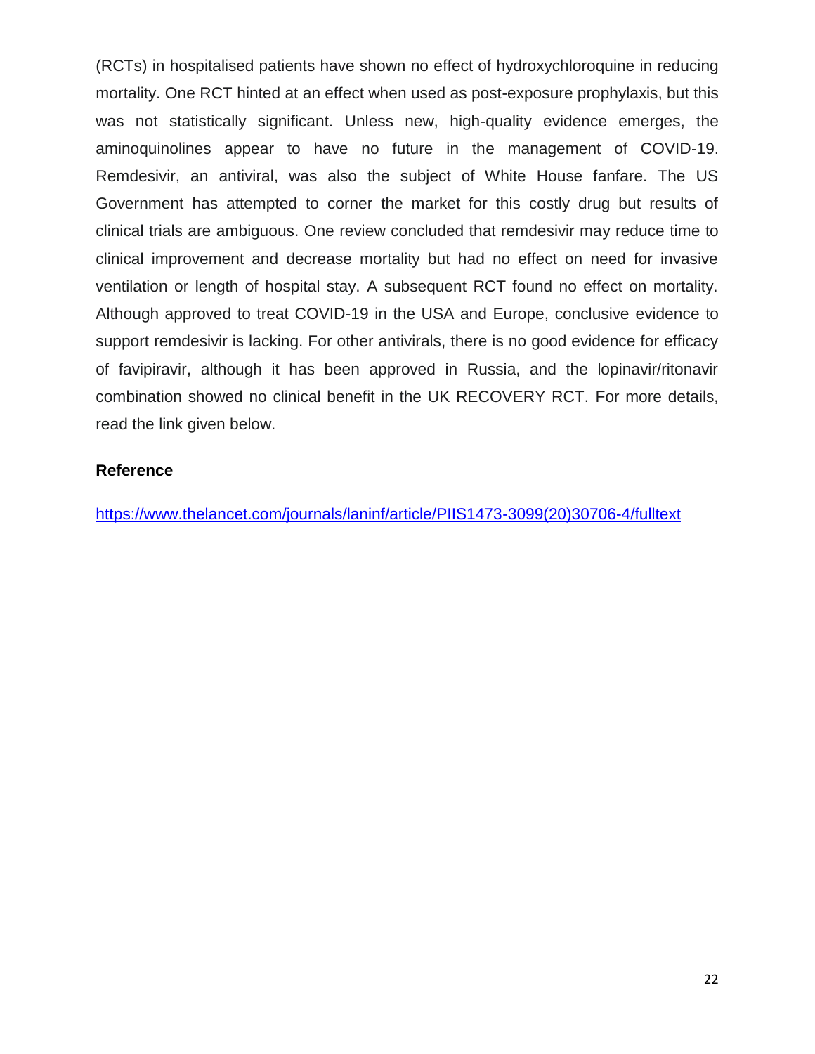(RCTs) in hospitalised patients have shown no effect of hydroxychloroquine in reducing mortality. One RCT hinted at an effect when used as post-exposure prophylaxis, but this was not statistically significant. Unless new, high-quality evidence emerges, the aminoquinolines appear to have no future in the management of COVID-19. Remdesivir, an antiviral, was also the subject of White House fanfare. The US Government has attempted to corner the market for this costly drug but results of clinical trials are ambiguous. One review concluded that remdesivir may reduce time to clinical improvement and decrease mortality but had no effect on need for invasive ventilation or length of hospital stay. A subsequent RCT found no effect on mortality. Although approved to treat COVID-19 in the USA and Europe, conclusive evidence to support remdesivir is lacking. For other antivirals, there is no good evidence for efficacy of favipiravir, although it has been approved in Russia, and the lopinavir/ritonavir combination showed no clinical benefit in the UK RECOVERY RCT. For more details, read the link given below.

**Reference**

https://www.thelancet.com/journals/laninf/article/PIIS1473-3099(20)30706-4/fulltext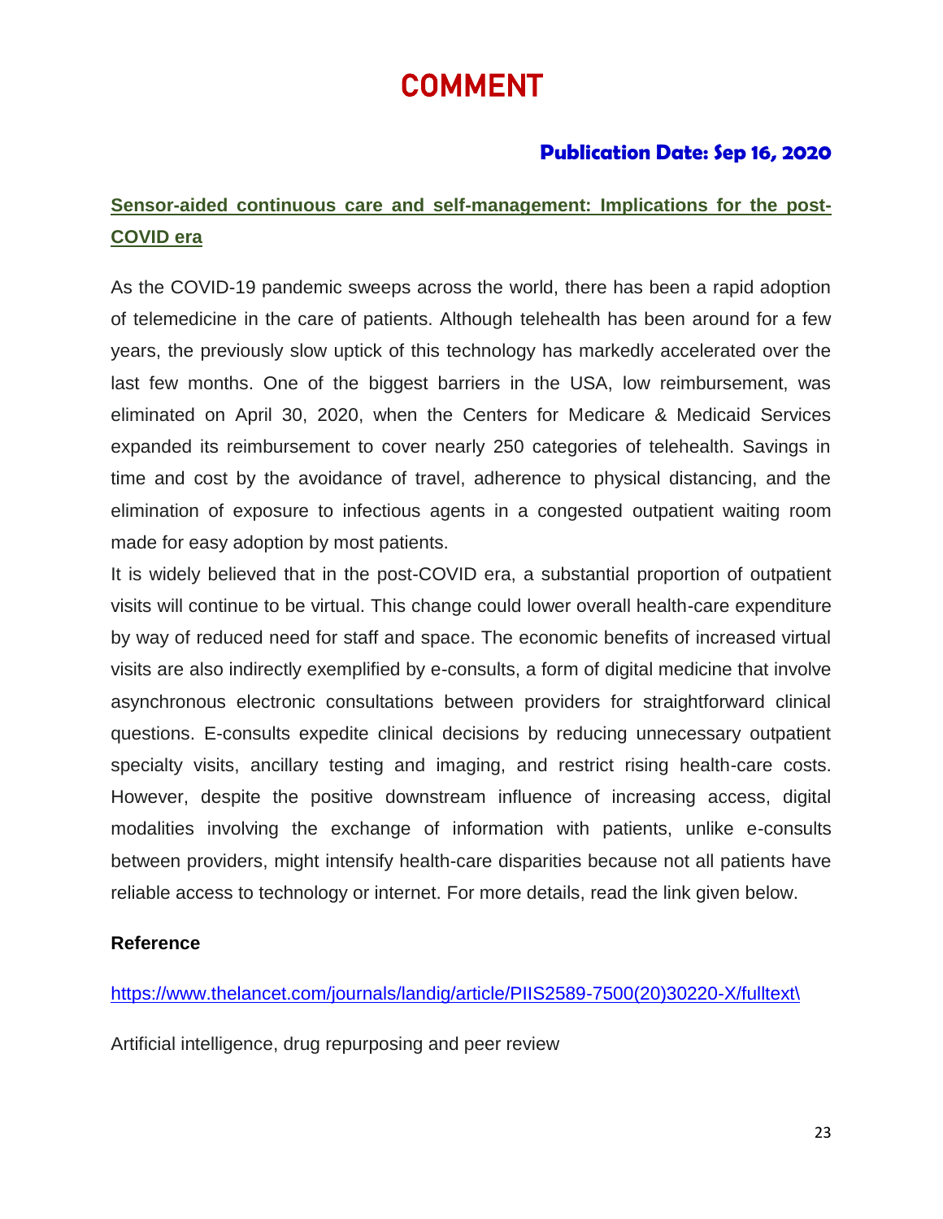# COMMENT

**Publication Date: Sep 16, 2020**

## Sensor-aided continuous care and self-management: Implications for the post-COVID era

As the COVID-19 pandemic sweeps across the world, there has been a rapid adoption of telemedicine in the care of patients. Although telehealth has been around for a few years, the previously slow uptick of this technology has markedly accelerated over the last few months. One of the biggest barriers in the USA, low reimbursement, was eliminated on April 30, 2020, when the Centers for Medicare & Medicaid Services expanded its reimbursement to cover nearly 250 categories of telehealth. Savings in time and cost by the avoidance of travel, adherence to physical distancing, and the elimination of exposure to infectious agents in a congested outpatient waiting room made for easy adoption by most patients.

It is widely believed that in the post-COVID era, a substantial proportion of outpatient visits will continue to be virtual. This change could lower overall health-care expenditure by way of reduced need for staff and space. The economic benefits of increased virtual visits are also indirectly exemplified by e-consults, a form of digital medicine that involve asynchronous electronic consultations between providers for straightforward clinical questions. E-consults expedite clinical decisions by reducing unnecessary outpatient specialty visits, ancillary testing and imaging, and restrict rising health-care costs. However, despite the positive downstream influence of increasing access, digital modalities involving the exchange of information with patients, unlike e-consults between providers, might intensify health-care disparities because not all patients have reliable access to technology or internet. For more details, read the link given below.

**Reference**

https://www.thelancet.com/journals/landig/article/PIIS2589-7500(20)30220-X/fulltext\

Artificial intelligence, drug repurposing and peer review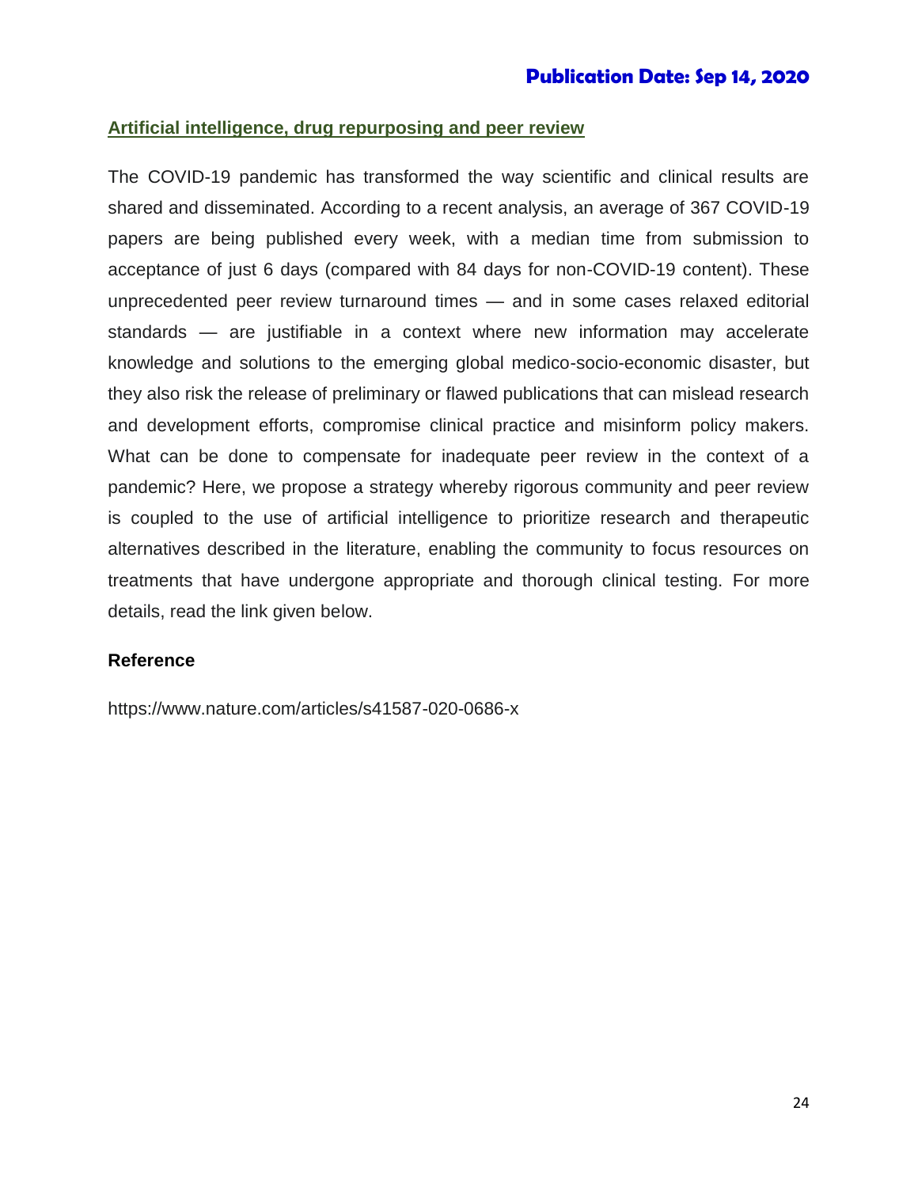**Publication Date: Sep 14, 2020**

## Artificial intelligence, drug repurposing and peer review

The COVID-19 pandemic has transformed the way scientific and clinical results are shared and disseminated. According to a recent analysis, an average of 367 COVID-19 papers are being published every week, with a median time from submission to acceptance of just 6 days (compared with 84 days for non-COVID-19 content). These unprecedented peer review turnaround times — and in some cases relaxed editorial standards — are justifiable in a context where new information may accelerate knowledge and solutions to the emerging global medico-socio-economic disaster, but they also risk the release of preliminary or flawed publications that can mislead research and development efforts, compromise clinical practice and misinform policy makers. What can be done to compensate for inadequate peer review in the context of a pandemic? Here, we propose a strategy whereby rigorous community and peer review is coupled to the use of artificial intelligence to prioritize research and therapeutic alternatives described in the literature, enabling the community to focus resources on treatments that have undergone appropriate and thorough clinical testing. For more details, read the link given below.

### Reference

https://www.nature.com/articles/s41587-020-0686-x